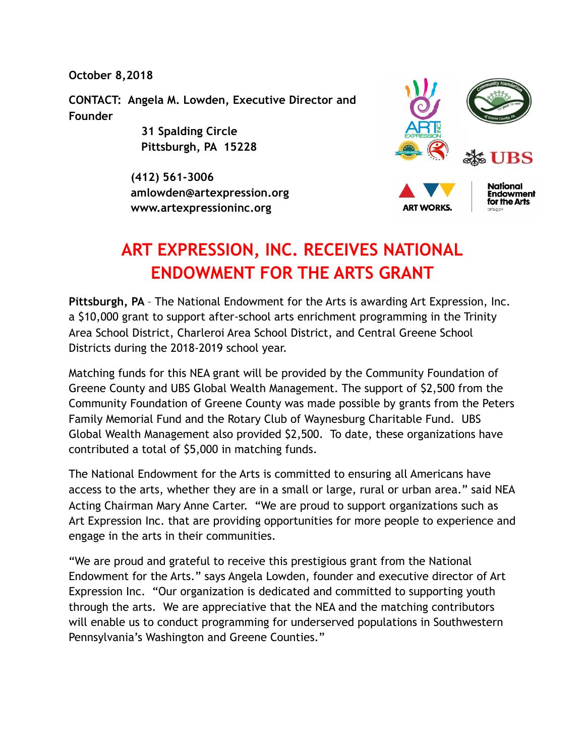**October 8,2018**

**CONTACT: Angela M. Lowden, Executive Director and Founder**

**31 Spalding Circle**
**Pittsburgh, PA 15228**

**(412) 561-3006**
**amlowden@artexpression.org**
**www.artexpressioninc.org**

# ART EXPRESSION, INC. RECEIVES NATIONAL ENDOWMENT FOR THE ARTS GRANT

**Pittsburgh, PA** – The National Endowment for the Arts is awarding Art Expression, Inc. a $10,000 grant to support after-school arts enrichment programming in the Trinity Area School District, Charleroi Area School District, and Central Greene School Districts during the 2018-2019 school year.

Matching funds for this NEA grant will be provided by the Community Foundation of Greene County and UBS Global Wealth Management. The support of $2,500 from the Community Foundation of Greene County was made possible by grants from the Peters Family Memorial Fund and the Rotary Club of Waynesburg Charitable Fund. UBS Global Wealth Management also provided $2,500. To date, these organizations have contributed a total of $5,000 in matching funds.

The National Endowment for the Arts is committed to ensuring all Americans have access to the arts, whether they are in a small or large, rural or urban area." said NEA Acting Chairman Mary Anne Carter. "We are proud to support organizations such as Art Expression Inc. that are providing opportunities for more people to experience and engage in the arts in their communities.

"We are proud and grateful to receive this prestigious grant from the National Endowment for the Arts." says Angela Lowden, founder and executive director of Art Expression Inc. "Our organization is dedicated and committed to supporting youth through the arts. We are appreciative that the NEA and the matching contributors will enable us to conduct programming for underserved populations in Southwestern Pennsylvania's Washington and Greene Counties."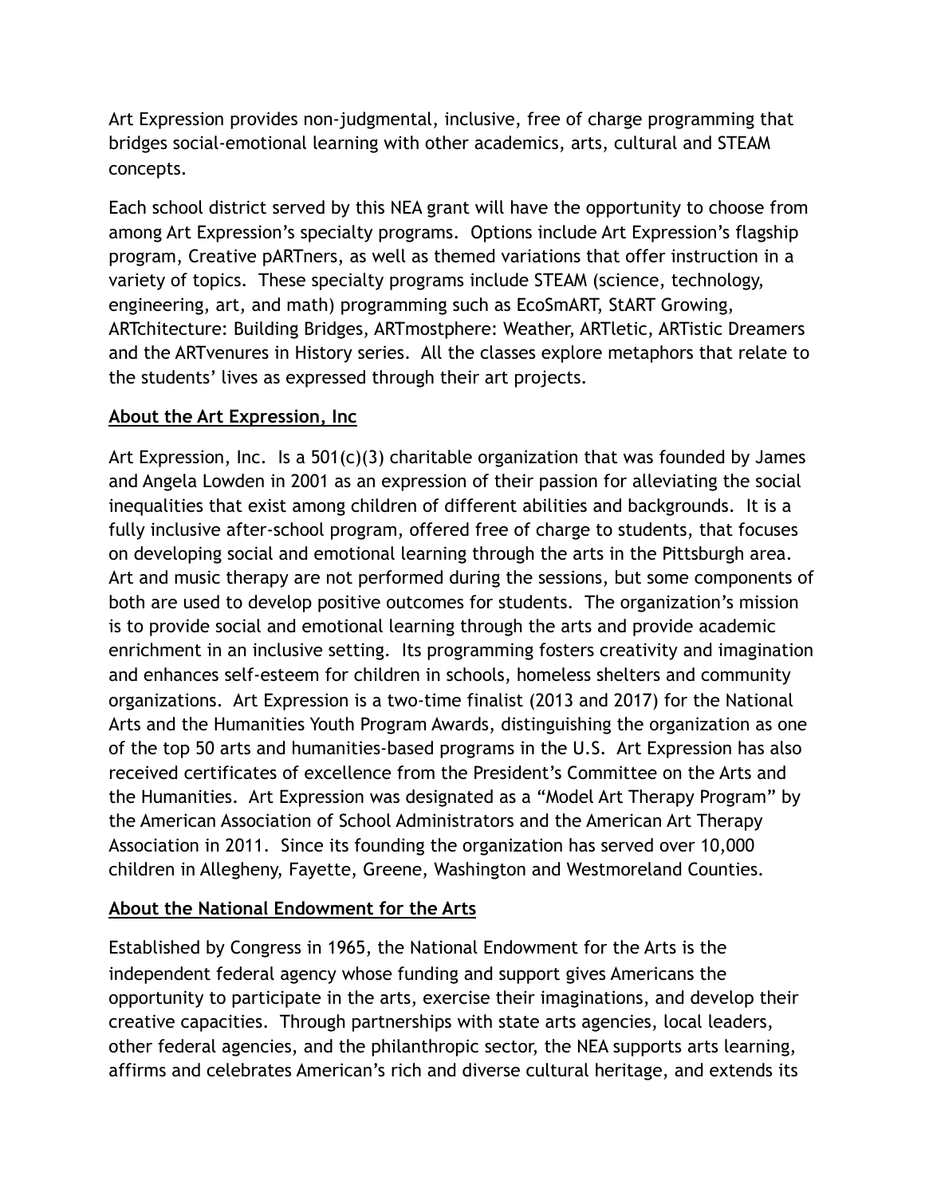Art Expression provides non-judgmental, inclusive, free of charge programming that bridges social-emotional learning with other academics, arts, cultural and STEAM concepts.

Each school district served by this NEA grant will have the opportunity to choose from among Art Expression's specialty programs. Options include Art Expression's flagship program, Creative pARTners, as well as themed variations that offer instruction in a variety of topics. These specialty programs include STEAM (science, technology, engineering, art, and math) programming such as EcoSmART, StART Growing, ARTchitecture: Building Bridges, ARTmostphere: Weather, ARTletic, ARTistic Dreamers and the ARTvenures in History series. All the classes explore metaphors that relate to the students' lives as expressed through their art projects.

**About the Art Expression, Inc**

Art Expression, Inc. Is a 501(c)(3) charitable organization that was founded by James and Angela Lowden in 2001 as an expression of their passion for alleviating the social inequalities that exist among children of different abilities and backgrounds. It is a fully inclusive after-school program, offered free of charge to students, that focuses on developing social and emotional learning through the arts in the Pittsburgh area. Art and music therapy are not performed during the sessions, but some components of both are used to develop positive outcomes for students. The organization's mission is to provide social and emotional learning through the arts and provide academic enrichment in an inclusive setting. Its programming fosters creativity and imagination and enhances self-esteem for children in schools, homeless shelters and community organizations. Art Expression is a two-time finalist (2013 and 2017) for the National Arts and the Humanities Youth Program Awards, distinguishing the organization as one of the top 50 arts and humanities-based programs in the U.S. Art Expression has also received certificates of excellence from the President's Committee on the Arts and the Humanities. Art Expression was designated as a "Model Art Therapy Program" by the American Association of School Administrators and the American Art Therapy Association in 2011. Since its founding the organization has served over 10,000 children in Allegheny, Fayette, Greene, Washington and Westmoreland Counties.

**About the National Endowment for the Arts**

Established by Congress in 1965, the National Endowment for the Arts is the independent federal agency whose funding and support gives Americans the opportunity to participate in the arts, exercise their imaginations, and develop their creative capacities. Through partnerships with state arts agencies, local leaders, other federal agencies, and the philanthropic sector, the NEA supports arts learning, affirms and celebrates American's rich and diverse cultural heritage, and extends its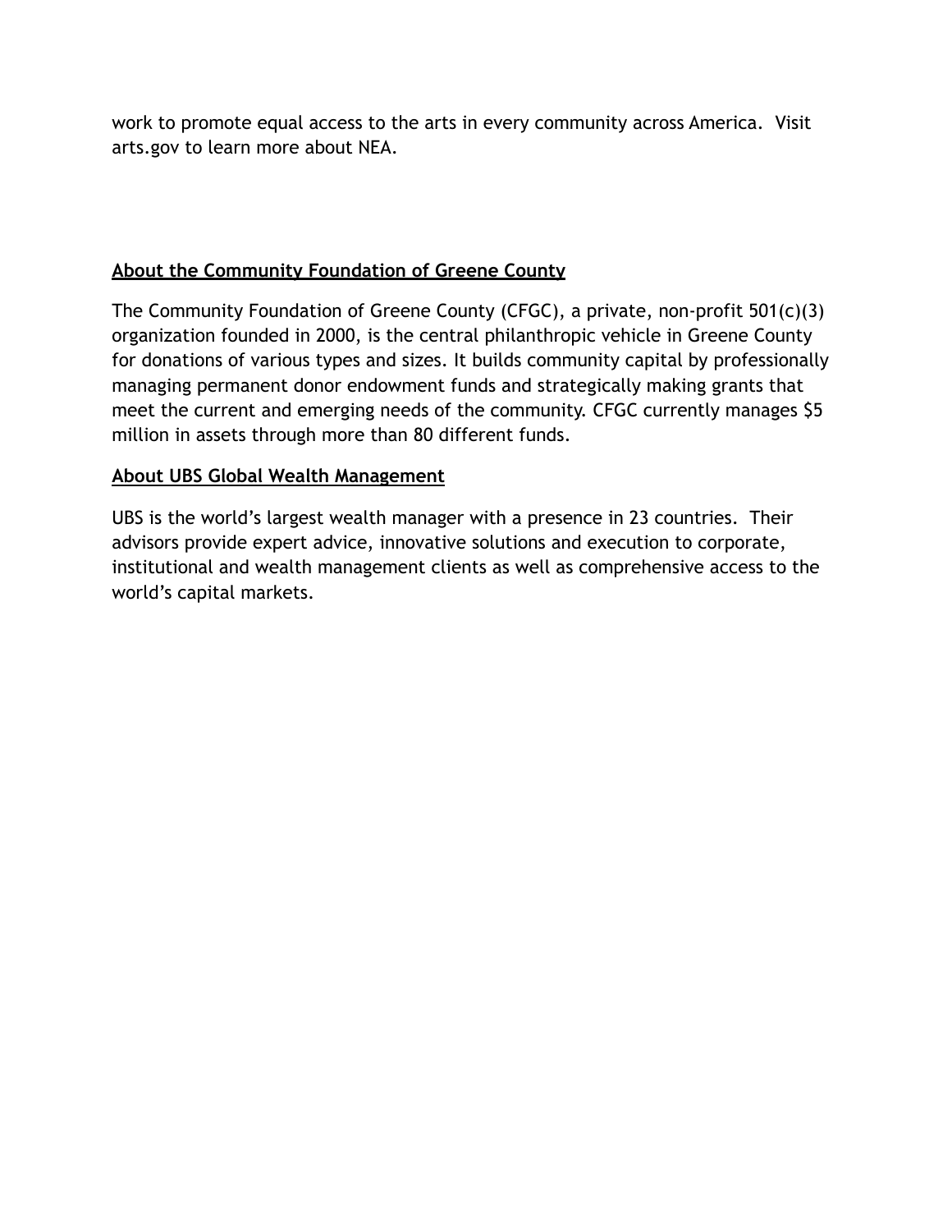work to promote equal access to the arts in every community across America. Visit arts.gov to learn more about NEA.

**About the Community Foundation of Greene County**

The Community Foundation of Greene County (CFGC), a private, non-profit 501(c)(3) organization founded in 2000, is the central philanthropic vehicle in Greene County for donations of various types and sizes. It builds community capital by professionally managing permanent donor endowment funds and strategically making grants that meet the current and emerging needs of the community. CFGC currently manages $5 million in assets through more than 80 different funds.

**About UBS Global Wealth Management**

UBS is the world's largest wealth manager with a presence in 23 countries. Their advisors provide expert advice, innovative solutions and execution to corporate, institutional and wealth management clients as well as comprehensive access to the world's capital markets.